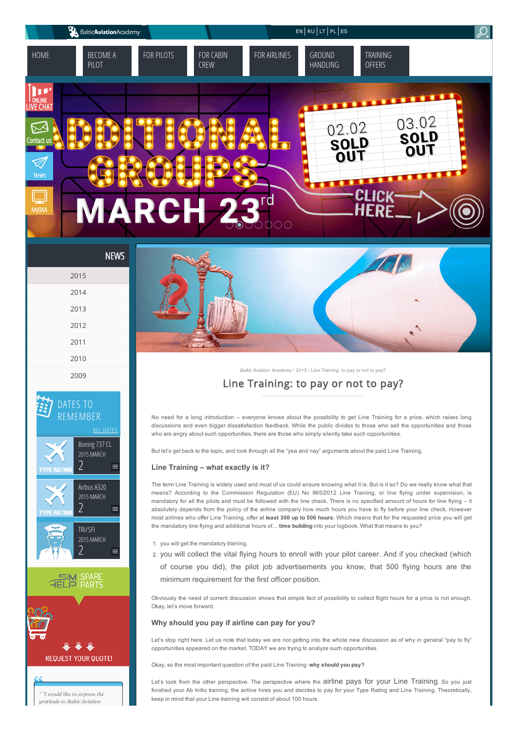Baltic Aviation Academy / 2015 / Line Training: to pay or not to pay?

# Line Training: to pay or not to pay?

No need for a long introduction – everyone knows about the possibility to get Line Training for a price, which raises long discussions and even bigger dissatisfaction feedback. While the public divides to those who sell the opportunities and those who are angry about such opportunities, there are those who simply silently take such opportunities.

But let's get back to the topic, and look through all the "yea and nay" arguments about the paid Line Training.

### Line Training – what exactly is it?

The term Line Training is widely used and most of us could ensure knowing what it is. But is it so? Do we really know what that means? According to the Commission Regulation (EU) No 965/2012 Line Training, or line flying under supervision, is mandatory for all the pilots and must be followed with the line check. There is no specified amount of hours for line flying – it absolutely depends from the policy of the airline company how much hours you have to fly before your line check. However most airlines who offer Line Training, offer at **least 300 up to 500 hours**. Which means that for the requested price you will get the mandatory line flying and additional hours of… **time building** into your logbook. What that means to you?

1. you will get the mandatory training.
2. you will collect the vital flying hours to enroll with your pilot career. And if you checked (which of course you did), the pilot job advertisements you know, that 500 flying hours are the minimum requirement for the first officer position.

Obviously the need of current discussion shows that simple fact of possibility to collect flight hours for a price is not enough. Okay, let's move forward.

### Why should you pay if airline can pay for you?

Let's stop right here. Let us note that today we are not getting into the whole new discussion as of why in general "pay to fly" opportunities appeared on the market. TODAY we are trying to analyze such opportunities.

Okay, so the most important question of the paid Line Training: **why should you pay?**

Let's look from the other perspective. The perspective where the airline pays for your Line Training. So you just finished your Ab Initio training, the airline hires you and decides to pay for your Type Rating and Line Training. Theoretically, keep in mind that your Line training will consist of about 100 hours.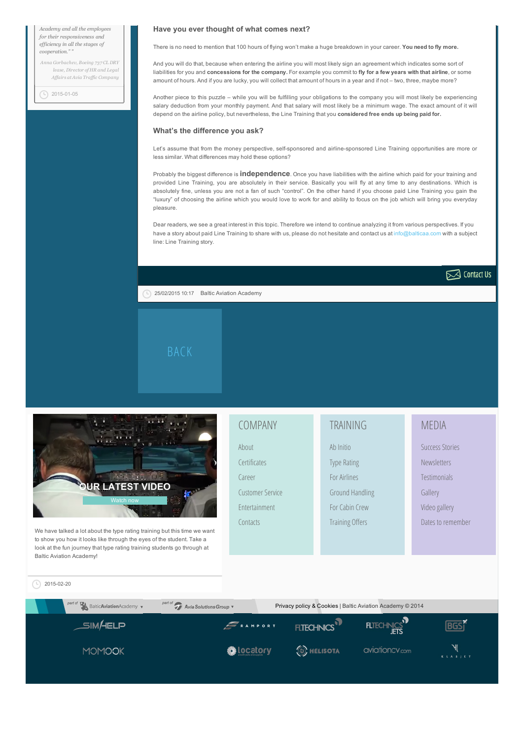*Academy and all the employees for their responsiveness and efficiency in all the stages of cooperation." "*

*Anna Gorbachev, Boeing 737 CL DRY lease, Director of HR and Legal Affairs at Avia Traffic Company*

2015-01-05

### Have you ever thought of what comes next?

There is no need to mention that 100 hours of flying won't make a huge breakdown in your career. **You need to fly more.**

And you will do that, because when entering the airline you will most likely sign an agreement which indicates some sort of liabilities for you and **concessions for the company.** For example you commit to **fly for a few years with that airline**, or some amount of hours. And if you are lucky, you will collect that amount of hours in a year and if not – two, three, maybe more?

Another piece to this puzzle – while you will be fulfilling your obligations to the company you will most likely be experiencing salary deduction from your monthly payment. And that salary will most likely be a minimum wage. The exact amount of it will depend on the airline policy, but nevertheless, the Line Training that you **considered free ends up being paid for.**

### What's the difference you ask?

Let's assume that from the money perspective, self-sponsored and airline-sponsored Line Training opportunities are more or less similar. What differences may hold these options?

Probably the biggest difference is **independence**. Once you have liabilities with the airline which paid for your training and provided Line Training, you are absolutely in their service. Basically you will fly at any time to any destinations. Which is absolutely fine, unless you are not a fan of such "control". On the other hand if you choose paid Line Training you gain the "luxury" of choosing the airline which you would love to work for and ability to focus on the job which will bring you everyday pleasure.

Dear readers, we see a great interest in this topic. Therefore we intend to continue analyzing it from various perspectives. If you have a story about paid Line Training to share with us, please do not hesitate and contact us at info@balticaa.com with a subject line: Line Training story.

Contact Us

25/02/2015 10:17 Baltic Aviation Academy

BACK

OUR LATEST VIDEO

Watch now

We have talked a lot about the type rating training but this time we want to show you how it looks like through the eyes of the student. Take a look at the fun journey that type rating training students go through at Baltic Aviation Academy!

2015-02-20

**COMPANY**
- About
- Certificates
- Career
- Customer Service
- Entertainment
- Contacts

**TRAINING**
- Ab Initio
- Type Rating
- For Airlines
- Ground Handling
- For Cabin Crew
- Training Offers

**MEDIA**
- Success Stories
- Newsletters
- Testimonials
- Gallery
- Video gallery
- Dates to remember

part of BalticAviationAcademy | part of Avia Solutions Group

Privacy policy & Cookies | Baltic Aviation Academy © 2014

SIMHELP · RAMPORT · FLTECHNICS · FLTECHNICS JETS · BGS · MOMOOK · locatory · HELISOTA · aviationcv.com · KLASJET